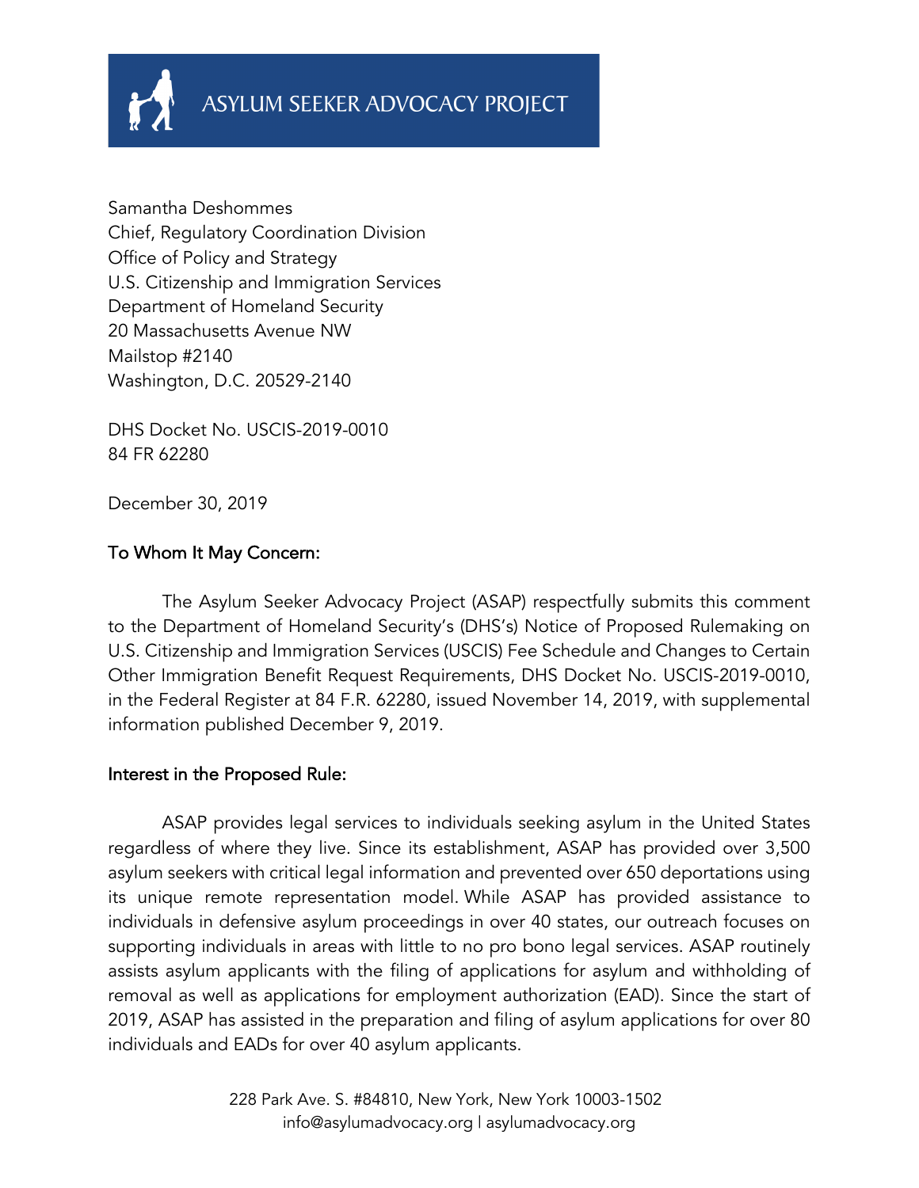ASYLUM SEEKER ADVOCACY PROJECT

Samantha Deshommes
Chief, Regulatory Coordination Division
Office of Policy and Strategy
U.S. Citizenship and Immigration Services
Department of Homeland Security
20 Massachusetts Avenue NW
Mailstop #2140
Washington, D.C. 20529-2140

DHS Docket No. USCIS-2019-0010
84 FR 62280

December 30, 2019

To Whom It May Concern:

The Asylum Seeker Advocacy Project (ASAP) respectfully submits this comment to the Department of Homeland Security's (DHS's) Notice of Proposed Rulemaking on U.S. Citizenship and Immigration Services (USCIS) Fee Schedule and Changes to Certain Other Immigration Benefit Request Requirements, DHS Docket No. USCIS-2019-0010, in the Federal Register at 84 F.R. 62280, issued November 14, 2019, with supplemental information published December 9, 2019.

Interest in the Proposed Rule:

ASAP provides legal services to individuals seeking asylum in the United States regardless of where they live. Since its establishment, ASAP has provided over 3,500 asylum seekers with critical legal information and prevented over 650 deportations using its unique remote representation model. While ASAP has provided assistance to individuals in defensive asylum proceedings in over 40 states, our outreach focuses on supporting individuals in areas with little to no pro bono legal services. ASAP routinely assists asylum applicants with the filing of applications for asylum and withholding of removal as well as applications for employment authorization (EAD). Since the start of 2019, ASAP has assisted in the preparation and filing of asylum applications for over 80 individuals and EADs for over 40 asylum applicants.

228 Park Ave. S. #84810, New York, New York 10003-1502
info@asylumadvocacy.org | asylumadvocacy.org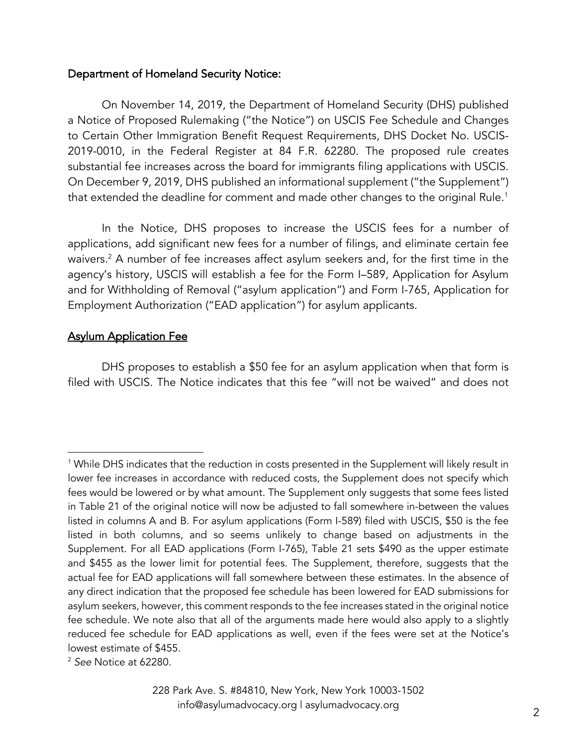Department of Homeland Security Notice:

On November 14, 2019, the Department of Homeland Security (DHS) published a Notice of Proposed Rulemaking ("the Notice") on USCIS Fee Schedule and Changes to Certain Other Immigration Benefit Request Requirements, DHS Docket No. USCIS-2019-0010, in the Federal Register at 84 F.R. 62280. The proposed rule creates substantial fee increases across the board for immigrants filing applications with USCIS. On December 9, 2019, DHS published an informational supplement ("the Supplement") that extended the deadline for comment and made other changes to the original Rule.[1]

In the Notice, DHS proposes to increase the USCIS fees for a number of applications, add significant new fees for a number of filings, and eliminate certain fee waivers.[2] A number of fee increases affect asylum seekers and, for the first time in the agency's history, USCIS will establish a fee for the Form I–589, Application for Asylum and for Withholding of Removal ("asylum application") and Form I-765, Application for Employment Authorization ("EAD application") for asylum applicants.

Asylum Application Fee

DHS proposes to establish a $50 fee for an asylum application when that form is filed with USCIS. The Notice indicates that this fee "will not be waived" and does not

---

[1] While DHS indicates that the reduction in costs presented in the Supplement will likely result in lower fee increases in accordance with reduced costs, the Supplement does not specify which fees would be lowered or by what amount. The Supplement only suggests that some fees listed in Table 21 of the original notice will now be adjusted to fall somewhere in-between the values listed in columns A and B. For asylum applications (Form I-589) filed with USCIS, $50 is the fee listed in both columns, and so seems unlikely to change based on adjustments in the Supplement. For all EAD applications (Form I-765), Table 21 sets $490 as the upper estimate and $455 as the lower limit for potential fees. The Supplement, therefore, suggests that the actual fee for EAD applications will fall somewhere between these estimates. In the absence of any direct indication that the proposed fee schedule has been lowered for EAD submissions for asylum seekers, however, this comment responds to the fee increases stated in the original notice fee schedule. We note also that all of the arguments made here would also apply to a slightly reduced fee schedule for EAD applications as well, even if the fees were set at the Notice's lowest estimate of $455.

[2] *See* Notice at 62280.

228 Park Ave. S. #84810, New York, New York 10003-1502
info@asylumadvocacy.org | asylumadvocacy.org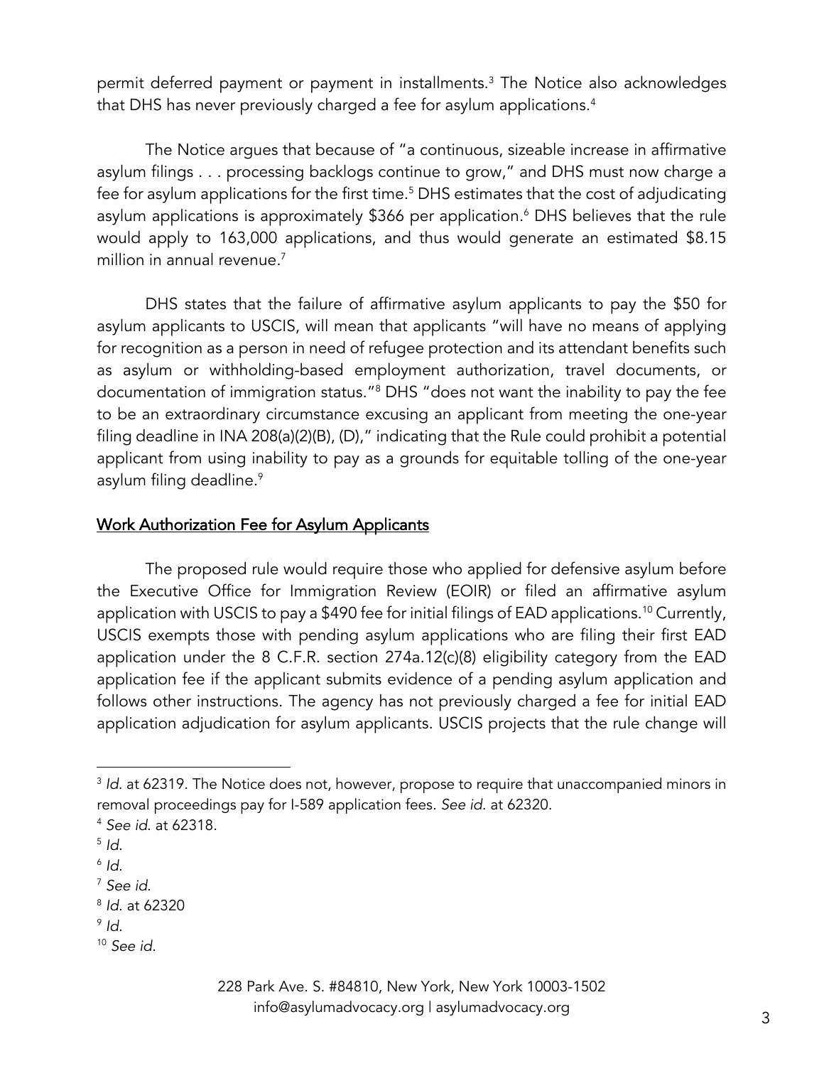permit deferred payment or payment in installments.[3] The Notice also acknowledges that DHS has never previously charged a fee for asylum applications.[4]

The Notice argues that because of "a continuous, sizeable increase in affirmative asylum filings . . . processing backlogs continue to grow," and DHS must now charge a fee for asylum applications for the first time.[5] DHS estimates that the cost of adjudicating asylum applications is approximately $366 per application.[6] DHS believes that the rule would apply to 163,000 applications, and thus would generate an estimated $8.15 million in annual revenue.[7]

DHS states that the failure of affirmative asylum applicants to pay the $50 for asylum applicants to USCIS, will mean that applicants "will have no means of applying for recognition as a person in need of refugee protection and its attendant benefits such as asylum or withholding-based employment authorization, travel documents, or documentation of immigration status."[8] DHS "does not want the inability to pay the fee to be an extraordinary circumstance excusing an applicant from meeting the one-year filing deadline in INA 208(a)(2)(B), (D)," indicating that the Rule could prohibit a potential applicant from using inability to pay as a grounds for equitable tolling of the one-year asylum filing deadline.[9]

## Work Authorization Fee for Asylum Applicants

The proposed rule would require those who applied for defensive asylum before the Executive Office for Immigration Review (EOIR) or filed an affirmative asylum application with USCIS to pay a $490 fee for initial filings of EAD applications.[10] Currently, USCIS exempts those with pending asylum applications who are filing their first EAD application under the 8 C.F.R. section 274a.12(c)(8) eligibility category from the EAD application fee if the applicant submits evidence of a pending asylum application and follows other instructions. The agency has not previously charged a fee for initial EAD application adjudication for asylum applicants. USCIS projects that the rule change will

---

[3] *Id.* at 62319. The Notice does not, however, propose to require that unaccompanied minors in removal proceedings pay for I-589 application fees. *See id.* at 62320.

[4] *See id.* at 62318.

[5] *Id.*

[6] *Id.*

[7] *See id.*

[8] *Id.* at 62320

[9] *Id.*

[10] *See id.*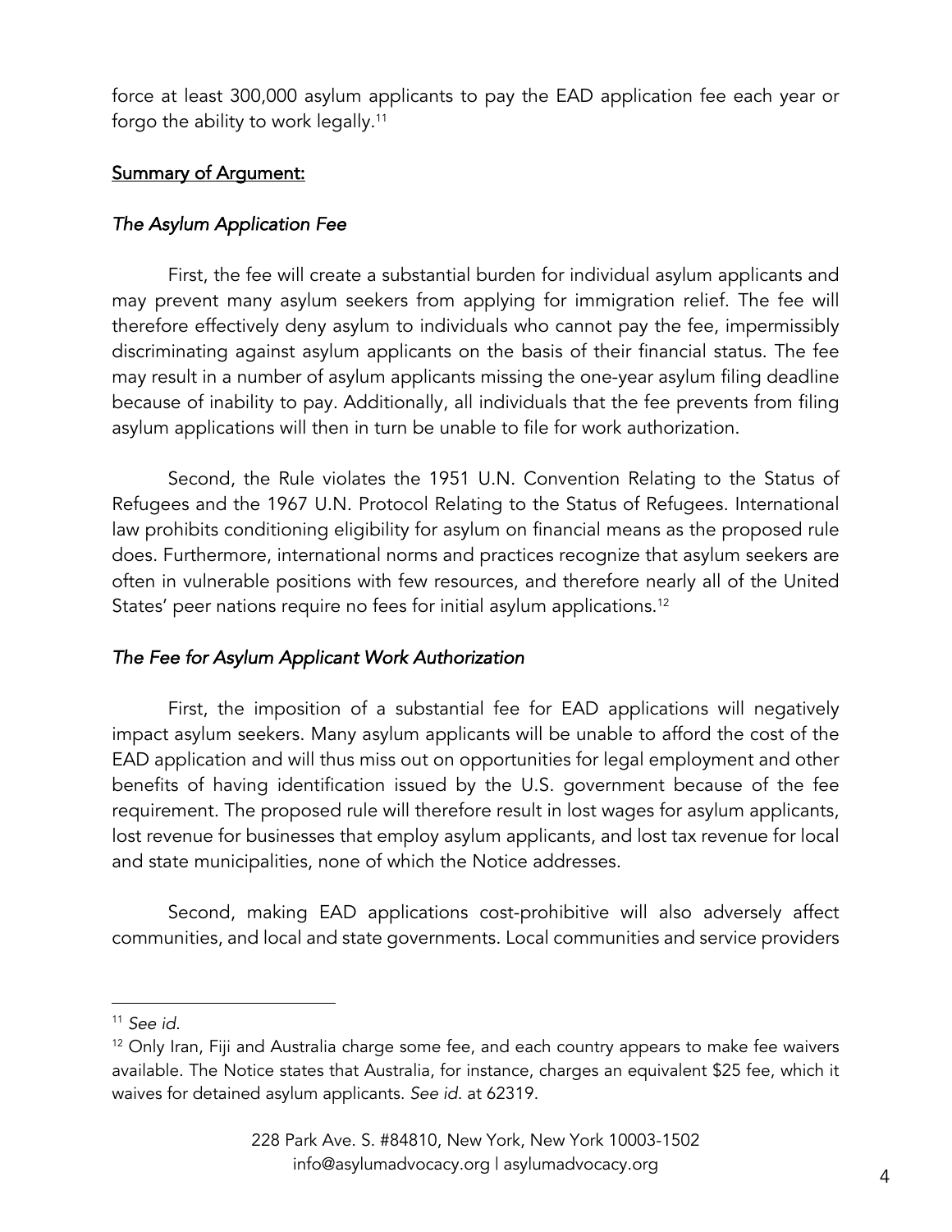force at least 300,000 asylum applicants to pay the EAD application fee each year or forgo the ability to work legally.[11]

## Summary of Argument:

### *The Asylum Application Fee*

First, the fee will create a substantial burden for individual asylum applicants and may prevent many asylum seekers from applying for immigration relief. The fee will therefore effectively deny asylum to individuals who cannot pay the fee, impermissibly discriminating against asylum applicants on the basis of their financial status. The fee may result in a number of asylum applicants missing the one-year asylum filing deadline because of inability to pay. Additionally, all individuals that the fee prevents from filing asylum applications will then in turn be unable to file for work authorization.

Second, the Rule violates the 1951 U.N. Convention Relating to the Status of Refugees and the 1967 U.N. Protocol Relating to the Status of Refugees. International law prohibits conditioning eligibility for asylum on financial means as the proposed rule does. Furthermore, international norms and practices recognize that asylum seekers are often in vulnerable positions with few resources, and therefore nearly all of the United States' peer nations require no fees for initial asylum applications.[12]

### *The Fee for Asylum Applicant Work Authorization*

First, the imposition of a substantial fee for EAD applications will negatively impact asylum seekers. Many asylum applicants will be unable to afford the cost of the EAD application and will thus miss out on opportunities for legal employment and other benefits of having identification issued by the U.S. government because of the fee requirement. The proposed rule will therefore result in lost wages for asylum applicants, lost revenue for businesses that employ asylum applicants, and lost tax revenue for local and state municipalities, none of which the Notice addresses.

Second, making EAD applications cost-prohibitive will also adversely affect communities, and local and state governments. Local communities and service providers

---

[11] *See id.*

[12] Only Iran, Fiji and Australia charge some fee, and each country appears to make fee waivers available. The Notice states that Australia, for instance, charges an equivalent $25 fee, which it waives for detained asylum applicants. *See id.* at 62319.

228 Park Ave. S. #84810, New York, New York 10003-1502
info@asylumadvocacy.org | asylumadvocacy.org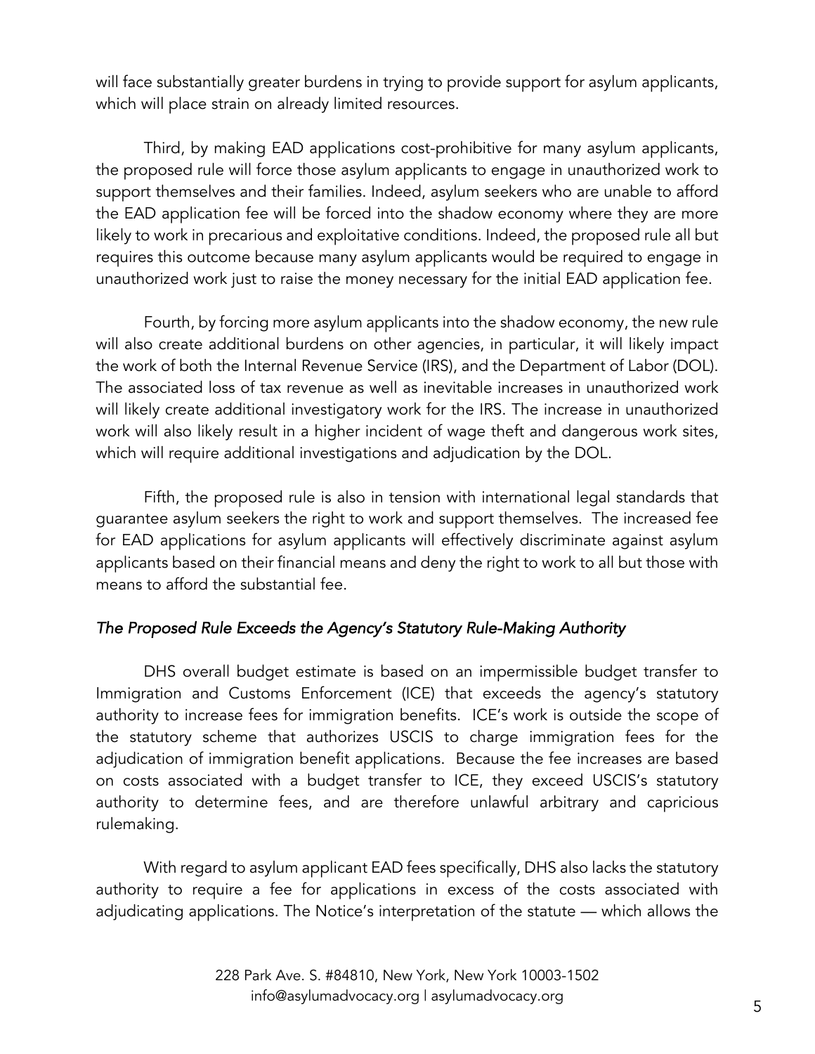will face substantially greater burdens in trying to provide support for asylum applicants, which will place strain on already limited resources.

Third, by making EAD applications cost-prohibitive for many asylum applicants, the proposed rule will force those asylum applicants to engage in unauthorized work to support themselves and their families. Indeed, asylum seekers who are unable to afford the EAD application fee will be forced into the shadow economy where they are more likely to work in precarious and exploitative conditions. Indeed, the proposed rule all but requires this outcome because many asylum applicants would be required to engage in unauthorized work just to raise the money necessary for the initial EAD application fee.

Fourth, by forcing more asylum applicants into the shadow economy, the new rule will also create additional burdens on other agencies, in particular, it will likely impact the work of both the Internal Revenue Service (IRS), and the Department of Labor (DOL). The associated loss of tax revenue as well as inevitable increases in unauthorized work will likely create additional investigatory work for the IRS. The increase in unauthorized work will also likely result in a higher incident of wage theft and dangerous work sites, which will require additional investigations and adjudication by the DOL.

Fifth, the proposed rule is also in tension with international legal standards that guarantee asylum seekers the right to work and support themselves. The increased fee for EAD applications for asylum applicants will effectively discriminate against asylum applicants based on their financial means and deny the right to work to all but those with means to afford the substantial fee.

### *The Proposed Rule Exceeds the Agency's Statutory Rule-Making Authority*

DHS overall budget estimate is based on an impermissible budget transfer to Immigration and Customs Enforcement (ICE) that exceeds the agency's statutory authority to increase fees for immigration benefits. ICE's work is outside the scope of the statutory scheme that authorizes USCIS to charge immigration fees for the adjudication of immigration benefit applications. Because the fee increases are based on costs associated with a budget transfer to ICE, they exceed USCIS's statutory authority to determine fees, and are therefore unlawful arbitrary and capricious rulemaking.

With regard to asylum applicant EAD fees specifically, DHS also lacks the statutory authority to require a fee for applications in excess of the costs associated with adjudicating applications. The Notice's interpretation of the statute — which allows the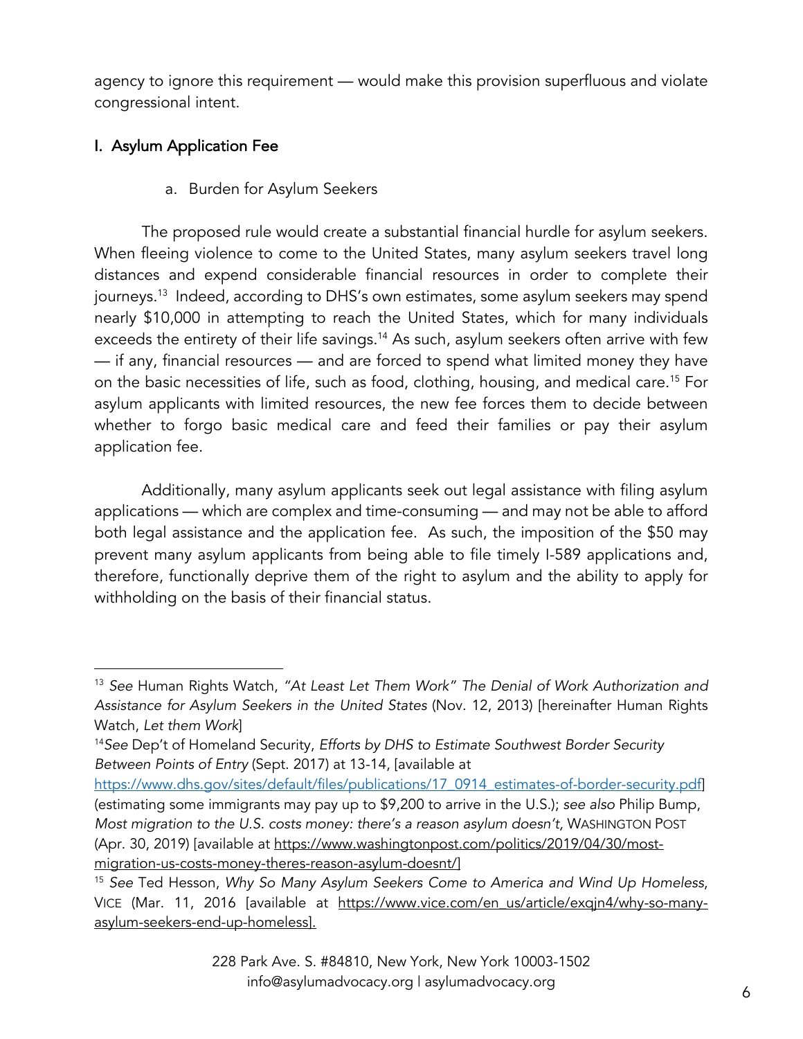agency to ignore this requirement — would make this provision superfluous and violate congressional intent.

## I. Asylum Application Fee

### a. Burden for Asylum Seekers

The proposed rule would create a substantial financial hurdle for asylum seekers. When fleeing violence to come to the United States, many asylum seekers travel long distances and expend considerable financial resources in order to complete their journeys.[13] Indeed, according to DHS's own estimates, some asylum seekers may spend nearly $10,000 in attempting to reach the United States, which for many individuals exceeds the entirety of their life savings.[14] As such, asylum seekers often arrive with few — if any, financial resources — and are forced to spend what limited money they have on the basic necessities of life, such as food, clothing, housing, and medical care.[15] For asylum applicants with limited resources, the new fee forces them to decide between whether to forgo basic medical care and feed their families or pay their asylum application fee.

Additionally, many asylum applicants seek out legal assistance with filing asylum applications — which are complex and time-consuming — and may not be able to afford both legal assistance and the application fee. As such, the imposition of the $50 may prevent many asylum applicants from being able to file timely I-589 applications and, therefore, functionally deprive them of the right to asylum and the ability to apply for withholding on the basis of their financial status.

---

[13] *See* Human Rights Watch, *"At Least Let Them Work" The Denial of Work Authorization and Assistance for Asylum Seekers in the United States* (Nov. 12, 2013) [hereinafter Human Rights Watch, *Let them Work*]

[14] *See* Dep't of Homeland Security, *Efforts by DHS to Estimate Southwest Border Security Between Points of Entry* (Sept. 2017) at 13-14, [available at https://www.dhs.gov/sites/default/files/publications/17_0914_estimates-of-border-security.pdf] (estimating some immigrants may pay up to $9,200 to arrive in the U.S.); *see also* Philip Bump, *Most migration to the U.S. costs money: there's a reason asylum doesn't,* WASHINGTON POST (Apr. 30, 2019) [available at https://www.washingtonpost.com/politics/2019/04/30/most-migration-us-costs-money-theres-reason-asylum-doesnt/]

[15] *See* Ted Hesson, *Why So Many Asylum Seekers Come to America and Wind Up Homeless*, VICE (Mar. 11, 2016 [available at https://www.vice.com/en_us/article/exqjn4/why-so-many-asylum-seekers-end-up-homeless].

228 Park Ave. S. #84810, New York, New York 10003-1502
info@asylumadvocacy.org | asylumadvocacy.org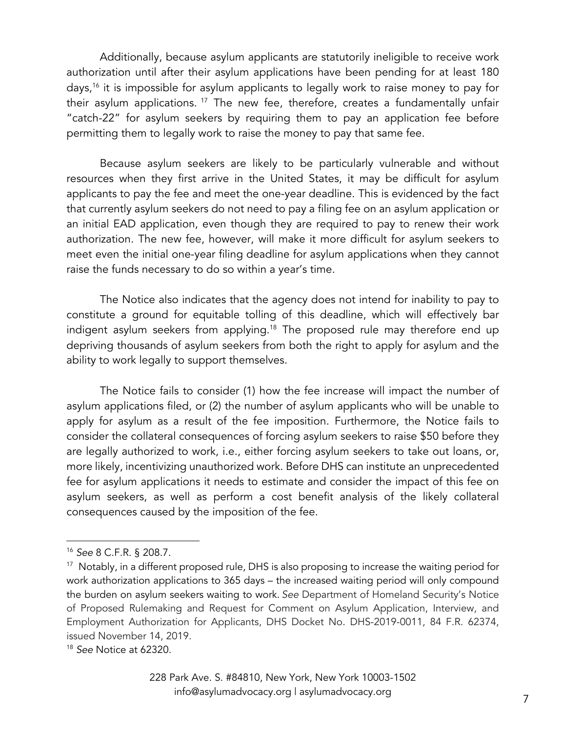Additionally, because asylum applicants are statutorily ineligible to receive work authorization until after their asylum applications have been pending for at least 180 days,[16] it is impossible for asylum applicants to legally work to raise money to pay for their asylum applications.[17] The new fee, therefore, creates a fundamentally unfair "catch-22" for asylum seekers by requiring them to pay an application fee before permitting them to legally work to raise the money to pay that same fee.

Because asylum seekers are likely to be particularly vulnerable and without resources when they first arrive in the United States, it may be difficult for asylum applicants to pay the fee and meet the one-year deadline. This is evidenced by the fact that currently asylum seekers do not need to pay a filing fee on an asylum application or an initial EAD application, even though they are required to pay to renew their work authorization. The new fee, however, will make it more difficult for asylum seekers to meet even the initial one-year filing deadline for asylum applications when they cannot raise the funds necessary to do so within a year's time.

The Notice also indicates that the agency does not intend for inability to pay to constitute a ground for equitable tolling of this deadline, which will effectively bar indigent asylum seekers from applying.[18] The proposed rule may therefore end up depriving thousands of asylum seekers from both the right to apply for asylum and the ability to work legally to support themselves.

The Notice fails to consider (1) how the fee increase will impact the number of asylum applications filed, or (2) the number of asylum applicants who will be unable to apply for asylum as a result of the fee imposition. Furthermore, the Notice fails to consider the collateral consequences of forcing asylum seekers to raise $50 before they are legally authorized to work, i.e., either forcing asylum seekers to take out loans, or, more likely, incentivizing unauthorized work. Before DHS can institute an unprecedented fee for asylum applications it needs to estimate and consider the impact of this fee on asylum seekers, as well as perform a cost benefit analysis of the likely collateral consequences caused by the imposition of the fee.

---

[16] *See* 8 C.F.R. § 208.7.

[17] Notably, in a different proposed rule, DHS is also proposing to increase the waiting period for work authorization applications to 365 days – the increased waiting period will only compound the burden on asylum seekers waiting to work. *See* Department of Homeland Security's Notice of Proposed Rulemaking and Request for Comment on Asylum Application, Interview, and Employment Authorization for Applicants, DHS Docket No. DHS-2019-0011, 84 F.R. 62374, issued November 14, 2019.

[18] *See* Notice at 62320.

228 Park Ave. S. #84810, New York, New York 10003-1502
info@asylumadvocacy.org | asylumadvocacy.org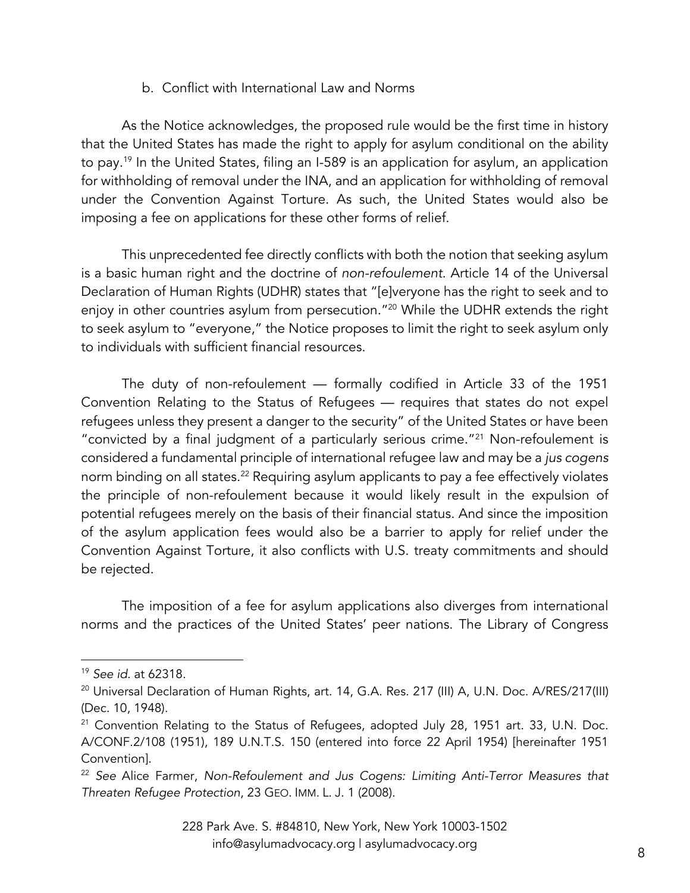### b. Conflict with International Law and Norms

As the Notice acknowledges, the proposed rule would be the first time in history that the United States has made the right to apply for asylum conditional on the ability to pay.[19] In the United States, filing an I-589 is an application for asylum, an application for withholding of removal under the INA, and an application for withholding of removal under the Convention Against Torture. As such, the United States would also be imposing a fee on applications for these other forms of relief.

This unprecedented fee directly conflicts with both the notion that seeking asylum is a basic human right and the doctrine of *non-refoulement*. Article 14 of the Universal Declaration of Human Rights (UDHR) states that "[e]veryone has the right to seek and to enjoy in other countries asylum from persecution."[20] While the UDHR extends the right to seek asylum to "everyone," the Notice proposes to limit the right to seek asylum only to individuals with sufficient financial resources.

The duty of non-refoulement — formally codified in Article 33 of the 1951 Convention Relating to the Status of Refugees — requires that states do not expel refugees unless they present a danger to the security" of the United States or have been "convicted by a final judgment of a particularly serious crime."[21] Non-refoulement is considered a fundamental principle of international refugee law and may be a *jus cogens* norm binding on all states.[22] Requiring asylum applicants to pay a fee effectively violates the principle of non-refoulement because it would likely result in the expulsion of potential refugees merely on the basis of their financial status. And since the imposition of the asylum application fees would also be a barrier to apply for relief under the Convention Against Torture, it also conflicts with U.S. treaty commitments and should be rejected.

The imposition of a fee for asylum applications also diverges from international norms and the practices of the United States' peer nations. The Library of Congress

---

[19] *See id*. at 62318.

[20] Universal Declaration of Human Rights, art. 14, G.A. Res. 217 (III) A, U.N. Doc. A/RES/217(III) (Dec. 10, 1948).

[21] Convention Relating to the Status of Refugees, adopted July 28, 1951 art. 33, U.N. Doc. A/CONF.2/108 (1951), 189 U.N.T.S. 150 (entered into force 22 April 1954) [hereinafter 1951 Convention].

[22] *See* Alice Farmer, *Non-Refoulement and Jus Cogens: Limiting Anti-Terror Measures that Threaten Refugee Protection*, 23 GEO. IMM. L. J. 1 (2008).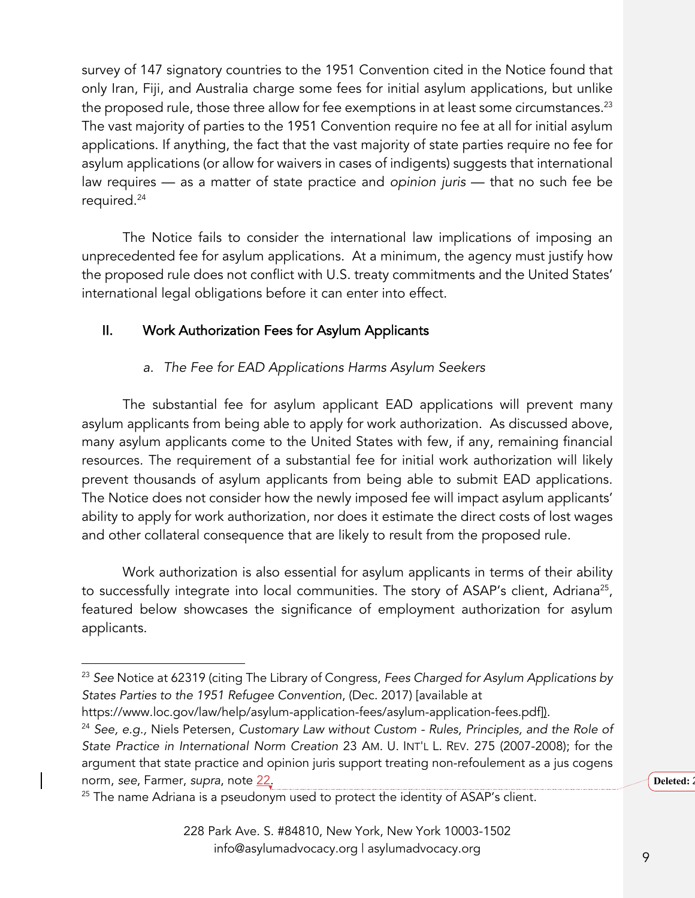survey of 147 signatory countries to the 1951 Convention cited in the Notice found that only Iran, Fiji, and Australia charge some fees for initial asylum applications, but unlike the proposed rule, those three allow for fee exemptions in at least some circumstances.[23] The vast majority of parties to the 1951 Convention require no fee at all for initial asylum applications. If anything, the fact that the vast majority of state parties require no fee for asylum applications (or allow for waivers in cases of indigents) suggests that international law requires — as a matter of state practice and *opinion juris* — that no such fee be required.[24]

The Notice fails to consider the international law implications of imposing an unprecedented fee for asylum applications. At a minimum, the agency must justify how the proposed rule does not conflict with U.S. treaty commitments and the United States' international legal obligations before it can enter into effect.

## II. Work Authorization Fees for Asylum Applicants

### *a. The Fee for EAD Applications Harms Asylum Seekers*

The substantial fee for asylum applicant EAD applications will prevent many asylum applicants from being able to apply for work authorization. As discussed above, many asylum applicants come to the United States with few, if any, remaining financial resources. The requirement of a substantial fee for initial work authorization will likely prevent thousands of asylum applicants from being able to submit EAD applications. The Notice does not consider how the newly imposed fee will impact asylum applicants' ability to apply for work authorization, nor does it estimate the direct costs of lost wages and other collateral consequence that are likely to result from the proposed rule.

Work authorization is also essential for asylum applicants in terms of their ability to successfully integrate into local communities. The story of ASAP's client, Adriana[25], featured below showcases the significance of employment authorization for asylum applicants.

---

[23] *See* Notice at 62319 (citing The Library of Congress, *Fees Charged for Asylum Applications by States Parties to the 1951 Refugee Convention*, (Dec. 2017) [available at https://www.loc.gov/law/help/asylum-application-fees/asylum-application-fees.pdf]).

[24] *See, e.g.,* Niels Petersen, *Customary Law without Custom - Rules, Principles, and the Role of State Practice in International Norm Creation* 23 AM. U. INT'L L. REV. 275 (2007-2008); for the argument that state practice and opinion juris support treating non-refoulement as a jus cogens norm, *see*, Farmer, *supra*, note 22.

[25] The name Adriana is a pseudonym used to protect the identity of ASAP's client.

228 Park Ave. S. #84810, New York, New York 10003-1502
info@asylumadvocacy.org | asylumadvocacy.org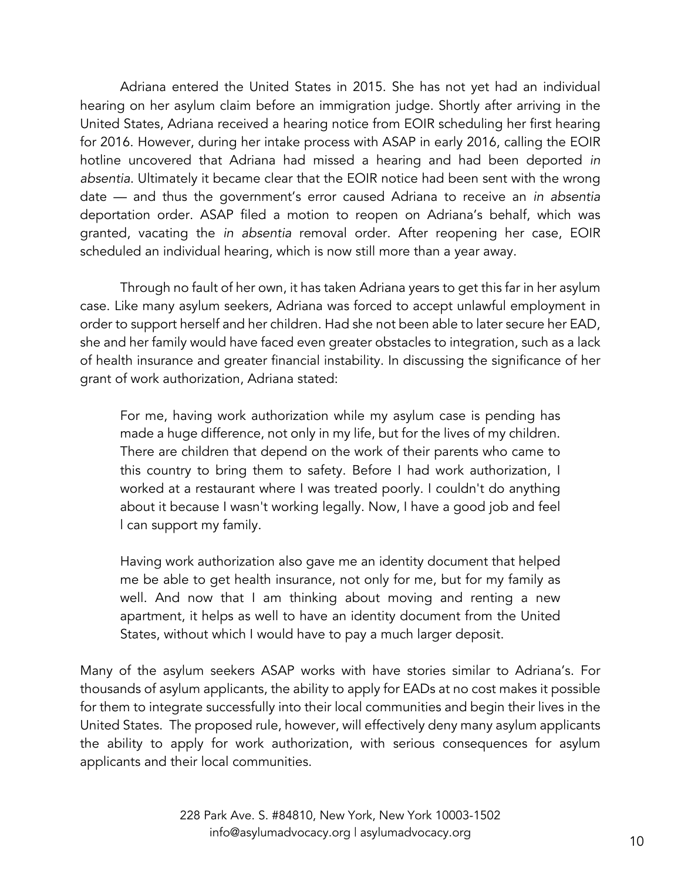Adriana entered the United States in 2015. She has not yet had an individual hearing on her asylum claim before an immigration judge. Shortly after arriving in the United States, Adriana received a hearing notice from EOIR scheduling her first hearing for 2016. However, during her intake process with ASAP in early 2016, calling the EOIR hotline uncovered that Adriana had missed a hearing and had been deported *in absentia.* Ultimately it became clear that the EOIR notice had been sent with the wrong date — and thus the government's error caused Adriana to receive an *in absentia* deportation order. ASAP filed a motion to reopen on Adriana's behalf, which was granted, vacating the *in absentia* removal order. After reopening her case, EOIR scheduled an individual hearing, which is now still more than a year away.

Through no fault of her own, it has taken Adriana years to get this far in her asylum case. Like many asylum seekers, Adriana was forced to accept unlawful employment in order to support herself and her children. Had she not been able to later secure her EAD, she and her family would have faced even greater obstacles to integration, such as a lack of health insurance and greater financial instability. In discussing the significance of her grant of work authorization, Adriana stated:

> For me, having work authorization while my asylum case is pending has made a huge difference, not only in my life, but for the lives of my children. There are children that depend on the work of their parents who came to this country to bring them to safety. Before I had work authorization, I worked at a restaurant where I was treated poorly. I couldn't do anything about it because I wasn't working legally. Now, I have a good job and feel I can support my family.
>
> Having work authorization also gave me an identity document that helped me be able to get health insurance, not only for me, but for my family as well. And now that I am thinking about moving and renting a new apartment, it helps as well to have an identity document from the United States, without which I would have to pay a much larger deposit.

Many of the asylum seekers ASAP works with have stories similar to Adriana's. For thousands of asylum applicants, the ability to apply for EADs at no cost makes it possible for them to integrate successfully into their local communities and begin their lives in the United States. The proposed rule, however, will effectively deny many asylum applicants the ability to apply for work authorization, with serious consequences for asylum applicants and their local communities.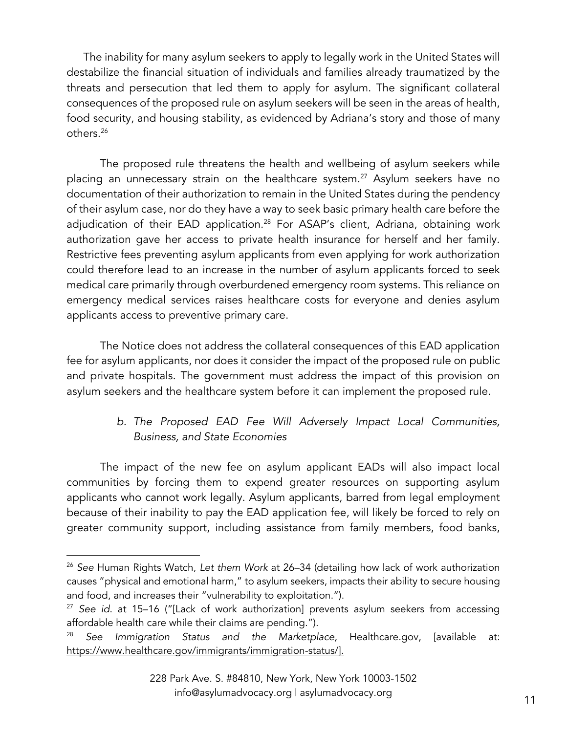The inability for many asylum seekers to apply to legally work in the United States will destabilize the financial situation of individuals and families already traumatized by the threats and persecution that led them to apply for asylum. The significant collateral consequences of the proposed rule on asylum seekers will be seen in the areas of health, food security, and housing stability, as evidenced by Adriana's story and those of many others.[26]

The proposed rule threatens the health and wellbeing of asylum seekers while placing an unnecessary strain on the healthcare system.[27] Asylum seekers have no documentation of their authorization to remain in the United States during the pendency of their asylum case, nor do they have a way to seek basic primary health care before the adjudication of their EAD application.[28] For ASAP's client, Adriana, obtaining work authorization gave her access to private health insurance for herself and her family. Restrictive fees preventing asylum applicants from even applying for work authorization could therefore lead to an increase in the number of asylum applicants forced to seek medical care primarily through overburdened emergency room systems. This reliance on emergency medical services raises healthcare costs for everyone and denies asylum applicants access to preventive primary care.

The Notice does not address the collateral consequences of this EAD application fee for asylum applicants, nor does it consider the impact of the proposed rule on public and private hospitals. The government must address the impact of this provision on asylum seekers and the healthcare system before it can implement the proposed rule.

*b. The Proposed EAD Fee Will Adversely Impact Local Communities, Business, and State Economies*

The impact of the new fee on asylum applicant EADs will also impact local communities by forcing them to expend greater resources on supporting asylum applicants who cannot work legally. Asylum applicants, barred from legal employment because of their inability to pay the EAD application fee, will likely be forced to rely on greater community support, including assistance from family members, food banks,

---

[26] *See* Human Rights Watch, *Let them Work* at 26–34 (detailing how lack of work authorization causes "physical and emotional harm," to asylum seekers, impacts their ability to secure housing and food, and increases their "vulnerability to exploitation.").

[27] *See id.* at 15–16 ("[Lack of work authorization] prevents asylum seekers from accessing affordable health care while their claims are pending.").

[28] *See Immigration Status and the Marketplace,* Healthcare.gov, [available at: https://www.healthcare.gov/immigrants/immigration-status/].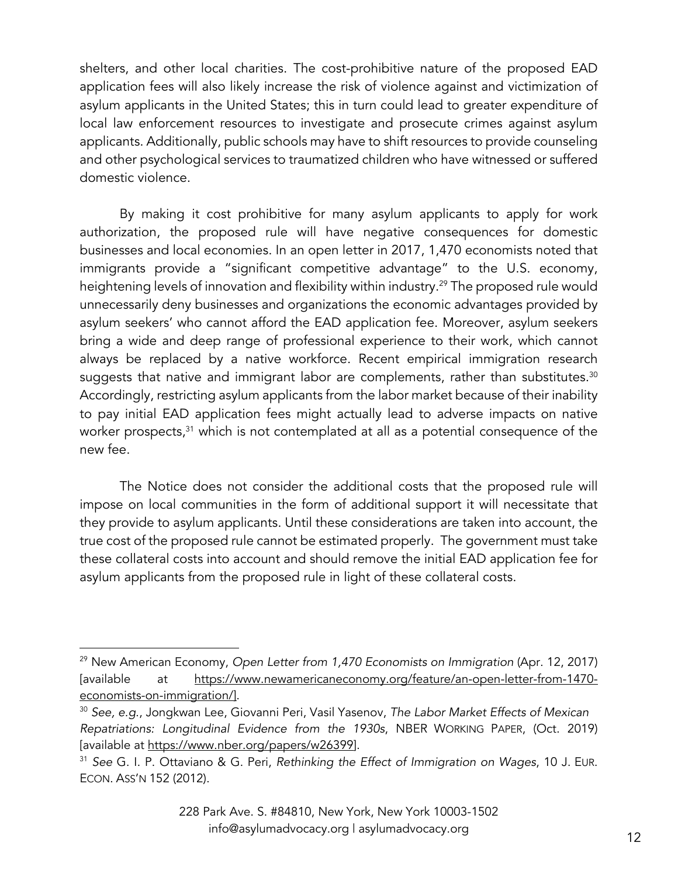shelters, and other local charities. The cost-prohibitive nature of the proposed EAD application fees will also likely increase the risk of violence against and victimization of asylum applicants in the United States; this in turn could lead to greater expenditure of local law enforcement resources to investigate and prosecute crimes against asylum applicants. Additionally, public schools may have to shift resources to provide counseling and other psychological services to traumatized children who have witnessed or suffered domestic violence.

By making it cost prohibitive for many asylum applicants to apply for work authorization, the proposed rule will have negative consequences for domestic businesses and local economies. In an open letter in 2017, 1,470 economists noted that immigrants provide a "significant competitive advantage" to the U.S. economy, heightening levels of innovation and flexibility within industry.[29] The proposed rule would unnecessarily deny businesses and organizations the economic advantages provided by asylum seekers' who cannot afford the EAD application fee. Moreover, asylum seekers bring a wide and deep range of professional experience to their work, which cannot always be replaced by a native workforce. Recent empirical immigration research suggests that native and immigrant labor are complements, rather than substitutes.[30] Accordingly, restricting asylum applicants from the labor market because of their inability to pay initial EAD application fees might actually lead to adverse impacts on native worker prospects,[31] which is not contemplated at all as a potential consequence of the new fee.

The Notice does not consider the additional costs that the proposed rule will impose on local communities in the form of additional support it will necessitate that they provide to asylum applicants. Until these considerations are taken into account, the true cost of the proposed rule cannot be estimated properly. The government must take these collateral costs into account and should remove the initial EAD application fee for asylum applicants from the proposed rule in light of these collateral costs.

---

[29] New American Economy, *Open Letter from 1,470 Economists on Immigration* (Apr. 12, 2017) [available at https://www.newamericaneconomy.org/feature/an-open-letter-from-1470-economists-on-immigration/].

[30] *See, e.g.*, Jongkwan Lee, Giovanni Peri, Vasil Yasenov, *The Labor Market Effects of Mexican Repatriations: Longitudinal Evidence from the 1930s*, NBER WORKING PAPER, (Oct. 2019) [available at https://www.nber.org/papers/w26399].

[31] *See* G. I. P. Ottaviano & G. Peri, *Rethinking the Effect of Immigration on Wages*, 10 J. EUR. ECON. ASS'N 152 (2012).

228 Park Ave. S. #84810, New York, New York 10003-1502
info@asylumadvocacy.org | asylumadvocacy.org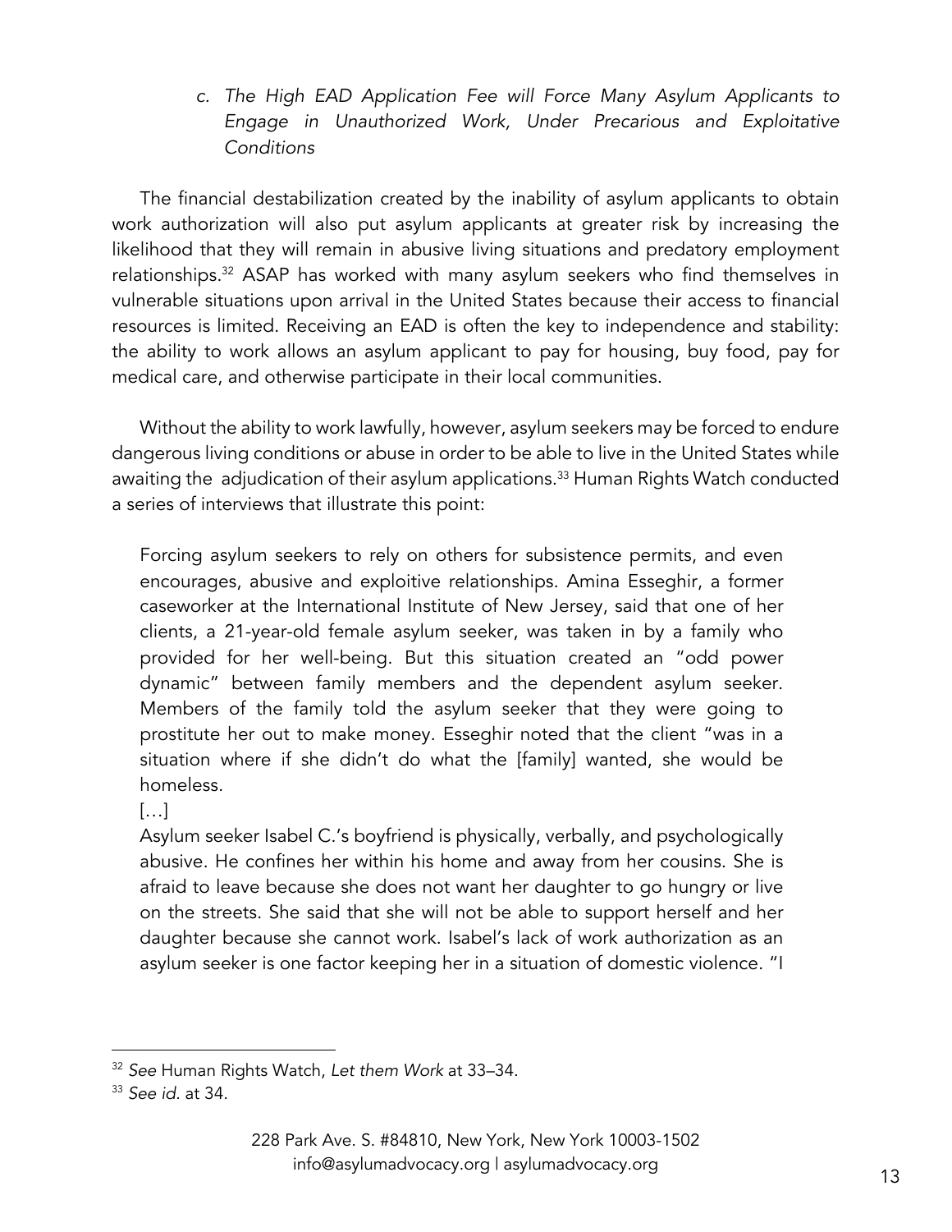*c. The High EAD Application Fee will Force Many Asylum Applicants to Engage in Unauthorized Work, Under Precarious and Exploitative Conditions*

The financial destabilization created by the inability of asylum applicants to obtain work authorization will also put asylum applicants at greater risk by increasing the likelihood that they will remain in abusive living situations and predatory employment relationships.[32] ASAP has worked with many asylum seekers who find themselves in vulnerable situations upon arrival in the United States because their access to financial resources is limited. Receiving an EAD is often the key to independence and stability: the ability to work allows an asylum applicant to pay for housing, buy food, pay for medical care, and otherwise participate in their local communities.

Without the ability to work lawfully, however, asylum seekers may be forced to endure dangerous living conditions or abuse in order to be able to live in the United States while awaiting the adjudication of their asylum applications.[33] Human Rights Watch conducted a series of interviews that illustrate this point:

> Forcing asylum seekers to rely on others for subsistence permits, and even encourages, abusive and exploitive relationships. Amina Esseghir, a former caseworker at the International Institute of New Jersey, said that one of her clients, a 21-year-old female asylum seeker, was taken in by a family who provided for her well-being. But this situation created an "odd power dynamic" between family members and the dependent asylum seeker. Members of the family told the asylum seeker that they were going to prostitute her out to make money. Esseghir noted that the client "was in a situation where if she didn't do what the [family] wanted, she would be homeless.
>
> […]
>
> Asylum seeker Isabel C.'s boyfriend is physically, verbally, and psychologically abusive. He confines her within his home and away from her cousins. She is afraid to leave because she does not want her daughter to go hungry or live on the streets. She said that she will not be able to support herself and her daughter because she cannot work. Isabel's lack of work authorization as an asylum seeker is one factor keeping her in a situation of domestic violence. "I

---

[32] *See* Human Rights Watch, *Let them Work* at 33–34.

[33] *See id*. at 34.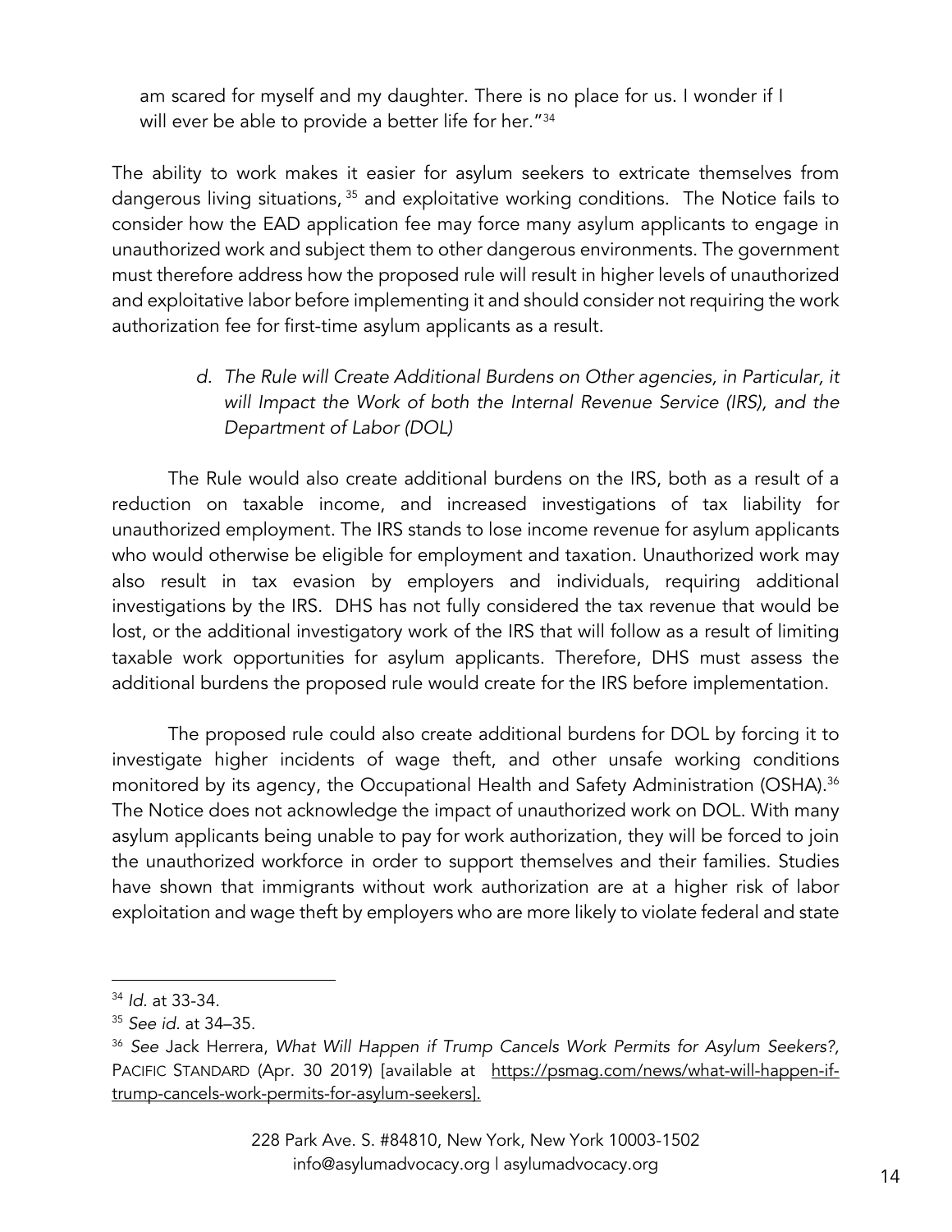am scared for myself and my daughter. There is no place for us. I wonder if I will ever be able to provide a better life for her."[34]

The ability to work makes it easier for asylum seekers to extricate themselves from dangerous living situations,[35] and exploitative working conditions. The Notice fails to consider how the EAD application fee may force many asylum applicants to engage in unauthorized work and subject them to other dangerous environments. The government must therefore address how the proposed rule will result in higher levels of unauthorized and exploitative labor before implementing it and should consider not requiring the work authorization fee for first-time asylum applicants as a result.

*d. The Rule will Create Additional Burdens on Other agencies, in Particular, it will Impact the Work of both the Internal Revenue Service (IRS), and the Department of Labor (DOL)*

The Rule would also create additional burdens on the IRS, both as a result of a reduction on taxable income, and increased investigations of tax liability for unauthorized employment. The IRS stands to lose income revenue for asylum applicants who would otherwise be eligible for employment and taxation. Unauthorized work may also result in tax evasion by employers and individuals, requiring additional investigations by the IRS. DHS has not fully considered the tax revenue that would be lost, or the additional investigatory work of the IRS that will follow as a result of limiting taxable work opportunities for asylum applicants. Therefore, DHS must assess the additional burdens the proposed rule would create for the IRS before implementation.

The proposed rule could also create additional burdens for DOL by forcing it to investigate higher incidents of wage theft, and other unsafe working conditions monitored by its agency, the Occupational Health and Safety Administration (OSHA).[36] The Notice does not acknowledge the impact of unauthorized work on DOL. With many asylum applicants being unable to pay for work authorization, they will be forced to join the unauthorized workforce in order to support themselves and their families. Studies have shown that immigrants without work authorization are at a higher risk of labor exploitation and wage theft by employers who are more likely to violate federal and state

---

[34] *Id*. at 33-34.

[35] *See id*. at 34–35.

[36] *See* Jack Herrera, *What Will Happen if Trump Cancels Work Permits for Asylum Seekers?*, PACIFIC STANDARD (Apr. 30 2019) [available at https://psmag.com/news/what-will-happen-if-trump-cancels-work-permits-for-asylum-seekers].

228 Park Ave. S. #84810, New York, New York 10003-1502
info@asylumadvocacy.org | asylumadvocacy.org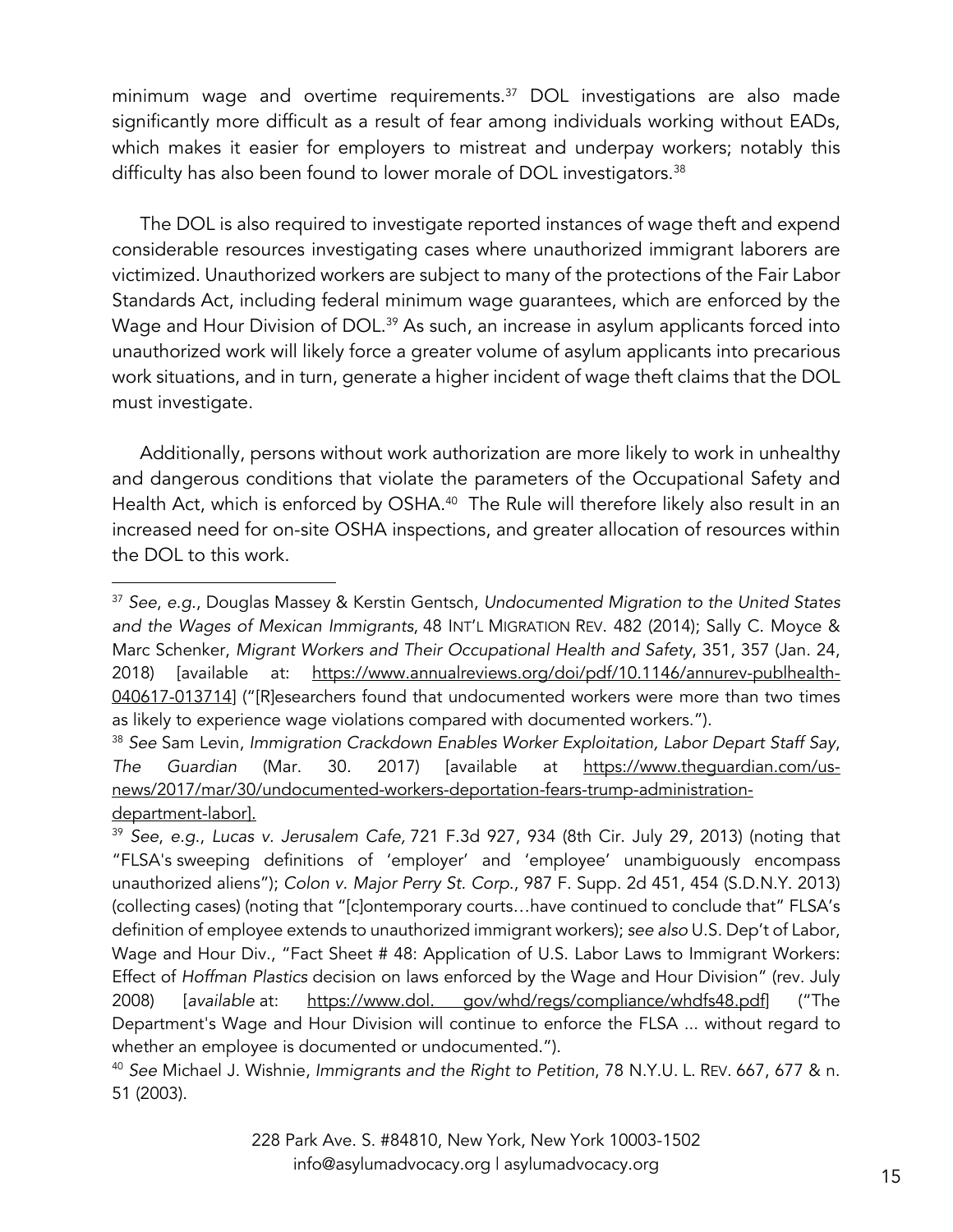minimum wage and overtime requirements.[37] DOL investigations are also made significantly more difficult as a result of fear among individuals working without EADs, which makes it easier for employers to mistreat and underpay workers; notably this difficulty has also been found to lower morale of DOL investigators.[38]

The DOL is also required to investigate reported instances of wage theft and expend considerable resources investigating cases where unauthorized immigrant laborers are victimized. Unauthorized workers are subject to many of the protections of the Fair Labor Standards Act, including federal minimum wage guarantees, which are enforced by the Wage and Hour Division of DOL.[39] As such, an increase in asylum applicants forced into unauthorized work will likely force a greater volume of asylum applicants into precarious work situations, and in turn, generate a higher incident of wage theft claims that the DOL must investigate.

Additionally, persons without work authorization are more likely to work in unhealthy and dangerous conditions that violate the parameters of the Occupational Safety and Health Act, which is enforced by OSHA.[40] The Rule will therefore likely also result in an increased need for on-site OSHA inspections, and greater allocation of resources within the DOL to this work.

---

[37] *See*, *e.g.*, Douglas Massey & Kerstin Gentsch, *Undocumented Migration to the United States and the Wages of Mexican Immigrants*, 48 INT'L MIGRATION REV. 482 (2014); Sally C. Moyce & Marc Schenker, *Migrant Workers and Their Occupational Health and Safety*, 351, 357 (Jan. 24, 2018) [available at: https://www.annualreviews.org/doi/pdf/10.1146/annurev-publhealth-040617-013714] ("[R]esearchers found that undocumented workers were more than two times as likely to experience wage violations compared with documented workers.").

[38] *See* Sam Levin, *Immigration Crackdown Enables Worker Exploitation, Labor Depart Staff Say*, *The Guardian* (Mar. 30. 2017) [available at https://www.theguardian.com/us-news/2017/mar/30/undocumented-workers-deportation-fears-trump-administration-department-labor].

[39] *See*, *e.g.*, *Lucas v. Jerusalem Cafe,* 721 F.3d 927, 934 (8th Cir. July 29, 2013) (noting that "FLSA's sweeping definitions of 'employer' and 'employee' unambiguously encompass unauthorized aliens"); *Colon v. Major Perry St. Corp.*, 987 F. Supp. 2d 451, 454 (S.D.N.Y. 2013) (collecting cases) (noting that "[c]ontemporary courts…have continued to conclude that" FLSA's definition of employee extends to unauthorized immigrant workers); *see also* U.S. Dep't of Labor, Wage and Hour Div., "Fact Sheet # 48: Application of U.S. Labor Laws to Immigrant Workers: Effect of *Hoffman Plastics* decision on laws enforced by the Wage and Hour Division" (rev. July 2008) [*available* at: https://www.dol. gov/whd/regs/compliance/whdfs48.pdf] ("The Department's Wage and Hour Division will continue to enforce the FLSA ... without regard to whether an employee is documented or undocumented.").

[40] *See* Michael J. Wishnie, *Immigrants and the Right to Petition*, 78 N.Y.U. L. REV. 667, 677 & n. 51 (2003).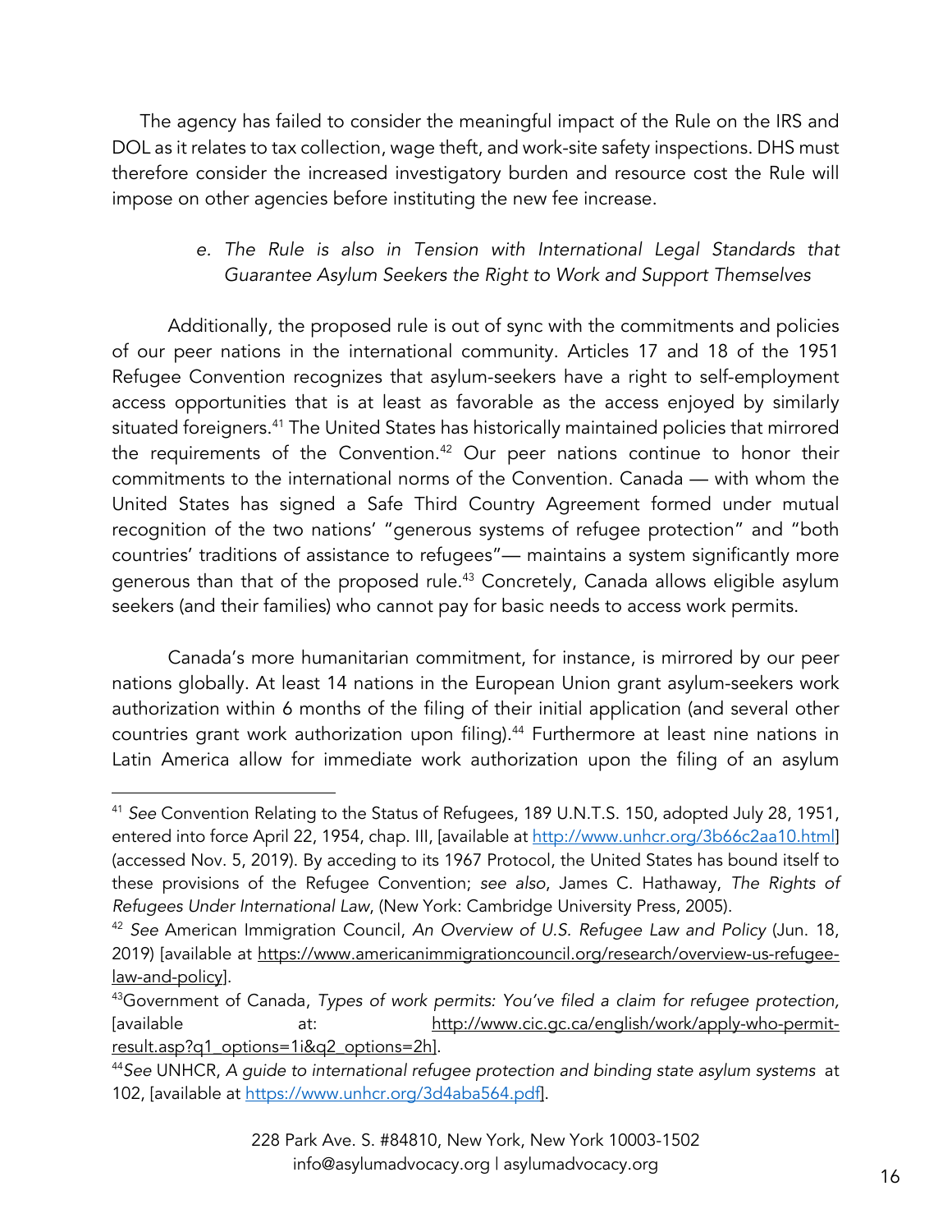The agency has failed to consider the meaningful impact of the Rule on the IRS and DOL as it relates to tax collection, wage theft, and work-site safety inspections. DHS must therefore consider the increased investigatory burden and resource cost the Rule will impose on other agencies before instituting the new fee increase.

*e. The Rule is also in Tension with International Legal Standards that Guarantee Asylum Seekers the Right to Work and Support Themselves*

Additionally, the proposed rule is out of sync with the commitments and policies of our peer nations in the international community. Articles 17 and 18 of the 1951 Refugee Convention recognizes that asylum-seekers have a right to self-employment access opportunities that is at least as favorable as the access enjoyed by similarly situated foreigners.[41] The United States has historically maintained policies that mirrored the requirements of the Convention.[42] Our peer nations continue to honor their commitments to the international norms of the Convention. Canada — with whom the United States has signed a Safe Third Country Agreement formed under mutual recognition of the two nations' "generous systems of refugee protection" and "both countries' traditions of assistance to refugees"— maintains a system significantly more generous than that of the proposed rule.[43] Concretely, Canada allows eligible asylum seekers (and their families) who cannot pay for basic needs to access work permits.

Canada's more humanitarian commitment, for instance, is mirrored by our peer nations globally. At least 14 nations in the European Union grant asylum-seekers work authorization within 6 months of the filing of their initial application (and several other countries grant work authorization upon filing).[44] Furthermore at least nine nations in Latin America allow for immediate work authorization upon the filing of an asylum

---

[41] *See* Convention Relating to the Status of Refugees, 189 U.N.T.S. 150, adopted July 28, 1951, entered into force April 22, 1954, chap. III, [available at http://www.unhcr.org/3b66c2aa10.html] (accessed Nov. 5, 2019). By acceding to its 1967 Protocol, the United States has bound itself to these provisions of the Refugee Convention; *see also*, James C. Hathaway, *The Rights of Refugees Under International Law*, (New York: Cambridge University Press, 2005).

[42] *See* American Immigration Council, *An Overview of U.S. Refugee Law and Policy* (Jun. 18, 2019) [available at https://www.americanimmigrationcouncil.org/research/overview-us-refugee-law-and-policy].

[43] Government of Canada, *Types of work permits: You've filed a claim for refugee protection*, [available at: http://www.cic.gc.ca/english/work/apply-who-permit-result.asp?q1_options=1i&q2_options=2h].

[44] *See* UNHCR, *A guide to international refugee protection and binding state asylum systems* at 102, [available at https://www.unhcr.org/3d4aba564.pdf].

228 Park Ave. S. #84810, New York, New York 10003-1502
info@asylumadvocacy.org | asylumadvocacy.org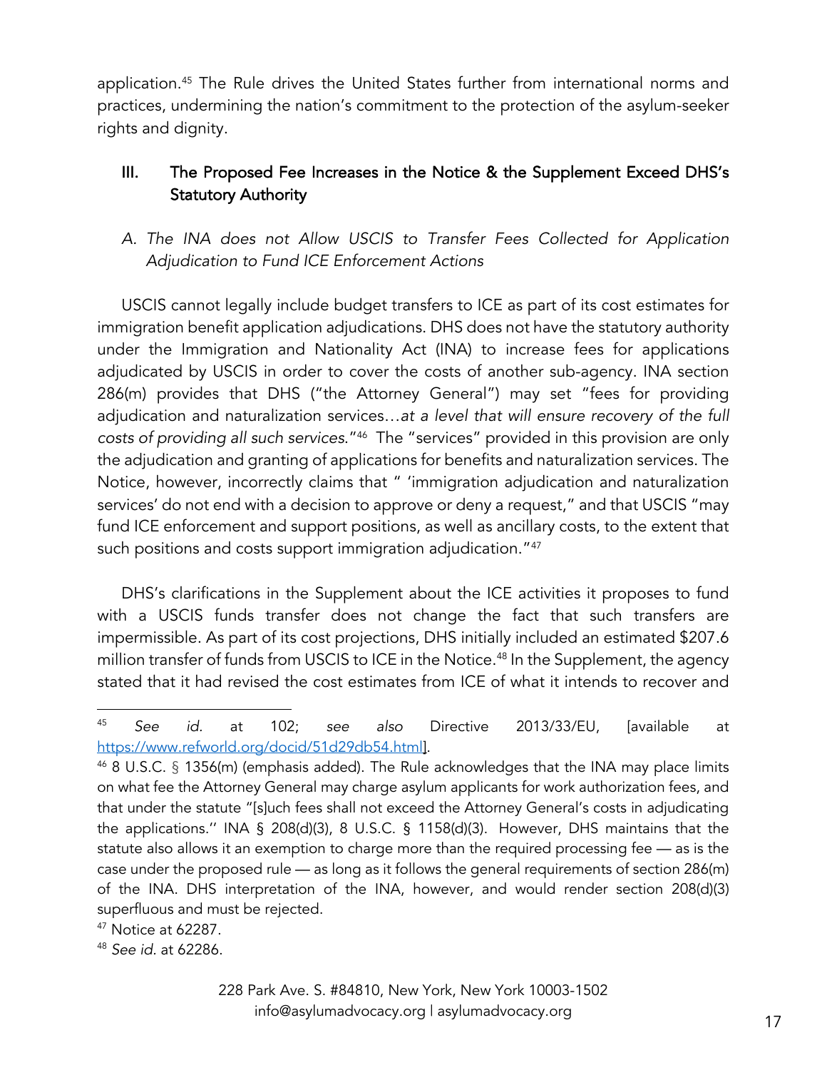application.[45] The Rule drives the United States further from international norms and practices, undermining the nation's commitment to the protection of the asylum-seeker rights and dignity.

## III. The Proposed Fee Increases in the Notice & the Supplement Exceed DHS's Statutory Authority

### *A. The INA does not Allow USCIS to Transfer Fees Collected for Application Adjudication to Fund ICE Enforcement Actions*

USCIS cannot legally include budget transfers to ICE as part of its cost estimates for immigration benefit application adjudications. DHS does not have the statutory authority under the Immigration and Nationality Act (INA) to increase fees for applications adjudicated by USCIS in order to cover the costs of another sub-agency. INA section 286(m) provides that DHS ("the Attorney General") may set "fees for providing adjudication and naturalization services…*at a level that will ensure recovery of the full costs of providing all such services*."[46] The "services" provided in this provision are only the adjudication and granting of applications for benefits and naturalization services. The Notice, however, incorrectly claims that " 'immigration adjudication and naturalization services' do not end with a decision to approve or deny a request," and that USCIS "may fund ICE enforcement and support positions, as well as ancillary costs, to the extent that such positions and costs support immigration adjudication."[47]

DHS's clarifications in the Supplement about the ICE activities it proposes to fund with a USCIS funds transfer does not change the fact that such transfers are impermissible. As part of its cost projections, DHS initially included an estimated $207.6 million transfer of funds from USCIS to ICE in the Notice.[48] In the Supplement, the agency stated that it had revised the cost estimates from ICE of what it intends to recover and

---

[45] *See id.* at 102; *see also* Directive 2013/33/EU, [available at https://www.refworld.org/docid/51d29db54.html].

[46] 8 U.S.C. § 1356(m) (emphasis added). The Rule acknowledges that the INA may place limits on what fee the Attorney General may charge asylum applicants for work authorization fees, and that under the statute "[s]uch fees shall not exceed the Attorney General's costs in adjudicating the applications.'' INA § 208(d)(3), 8 U.S.C. § 1158(d)(3). However, DHS maintains that the statute also allows it an exemption to charge more than the required processing fee — as is the case under the proposed rule — as long as it follows the general requirements of section 286(m) of the INA. DHS interpretation of the INA, however, and would render section 208(d)(3) superfluous and must be rejected.

[47] Notice at 62287.

[48] *See id.* at 62286.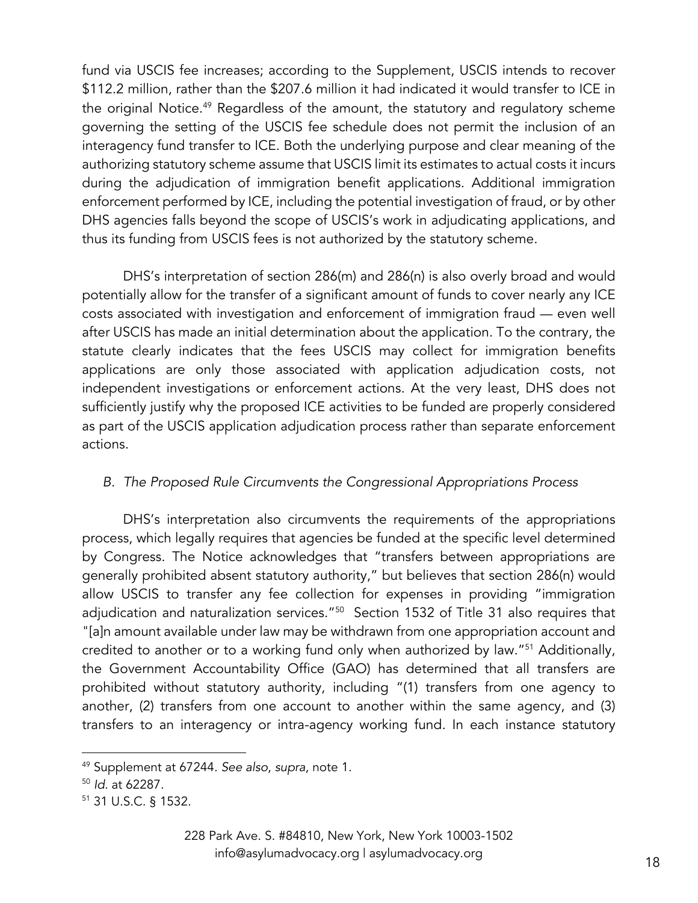fund via USCIS fee increases; according to the Supplement, USCIS intends to recover \$112.2 million, rather than the \$207.6 million it had indicated it would transfer to ICE in the original Notice.[49] Regardless of the amount, the statutory and regulatory scheme governing the setting of the USCIS fee schedule does not permit the inclusion of an interagency fund transfer to ICE. Both the underlying purpose and clear meaning of the authorizing statutory scheme assume that USCIS limit its estimates to actual costs it incurs during the adjudication of immigration benefit applications. Additional immigration enforcement performed by ICE, including the potential investigation of fraud, or by other DHS agencies falls beyond the scope of USCIS's work in adjudicating applications, and thus its funding from USCIS fees is not authorized by the statutory scheme.

DHS's interpretation of section 286(m) and 286(n) is also overly broad and would potentially allow for the transfer of a significant amount of funds to cover nearly any ICE costs associated with investigation and enforcement of immigration fraud — even well after USCIS has made an initial determination about the application. To the contrary, the statute clearly indicates that the fees USCIS may collect for immigration benefits applications are only those associated with application adjudication costs, not independent investigations or enforcement actions. At the very least, DHS does not sufficiently justify why the proposed ICE activities to be funded are properly considered as part of the USCIS application adjudication process rather than separate enforcement actions.

### *B. The Proposed Rule Circumvents the Congressional Appropriations Process*

DHS's interpretation also circumvents the requirements of the appropriations process, which legally requires that agencies be funded at the specific level determined by Congress. The Notice acknowledges that "transfers between appropriations are generally prohibited absent statutory authority," but believes that section 286(n) would allow USCIS to transfer any fee collection for expenses in providing "immigration adjudication and naturalization services."[50] Section 1532 of Title 31 also requires that "[a]n amount available under law may be withdrawn from one appropriation account and credited to another or to a working fund only when authorized by law."[51] Additionally, the Government Accountability Office (GAO) has determined that all transfers are prohibited without statutory authority, including "(1) transfers from one agency to another, (2) transfers from one account to another within the same agency, and (3) transfers to an interagency or intra-agency working fund. In each instance statutory

---

[49] Supplement at 67244. *See also*, *supra*, note 1.

[50] *Id*. at 62287.

[51] 31 U.S.C. § 1532.

228 Park Ave. S. #84810, New York, New York 10003-1502
info@asylumadvocacy.org | asylumadvocacy.org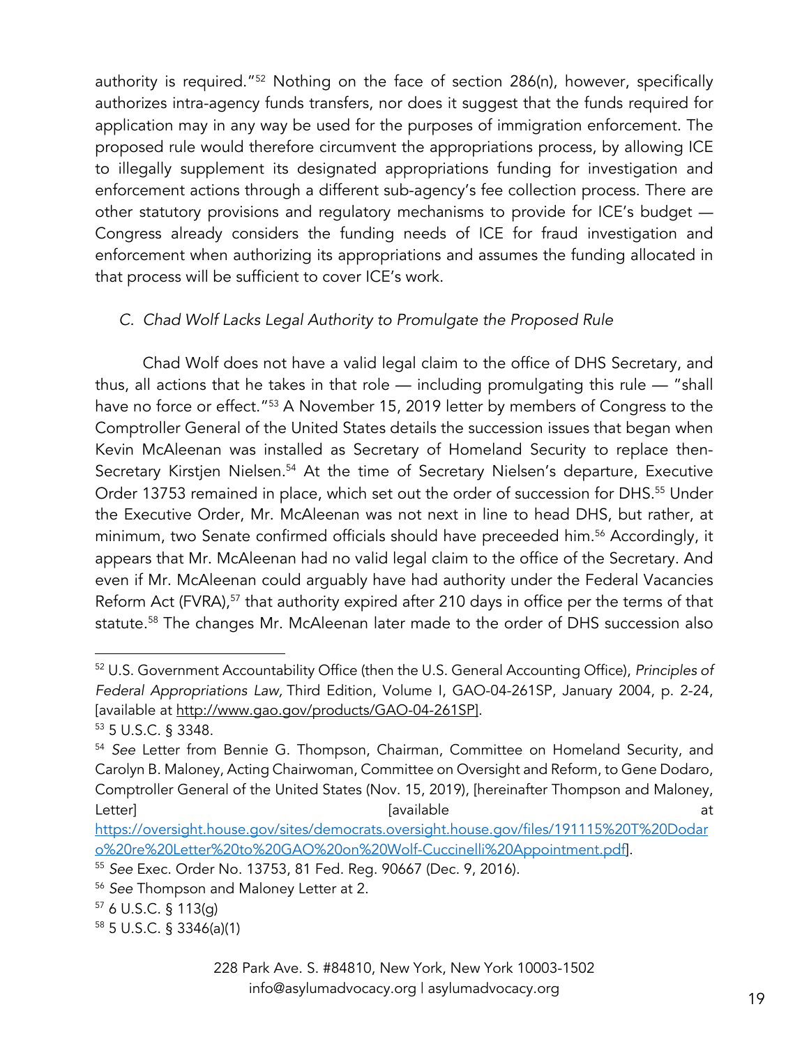authority is required."[52] Nothing on the face of section 286(n), however, specifically authorizes intra-agency funds transfers, nor does it suggest that the funds required for application may in any way be used for the purposes of immigration enforcement. The proposed rule would therefore circumvent the appropriations process, by allowing ICE to illegally supplement its designated appropriations funding for investigation and enforcement actions through a different sub-agency's fee collection process. There are other statutory provisions and regulatory mechanisms to provide for ICE's budget — Congress already considers the funding needs of ICE for fraud investigation and enforcement when authorizing its appropriations and assumes the funding allocated in that process will be sufficient to cover ICE's work.

### *C. Chad Wolf Lacks Legal Authority to Promulgate the Proposed Rule*

Chad Wolf does not have a valid legal claim to the office of DHS Secretary, and thus, all actions that he takes in that role — including promulgating this rule — "shall have no force or effect."[53] A November 15, 2019 letter by members of Congress to the Comptroller General of the United States details the succession issues that began when Kevin McAleenan was installed as Secretary of Homeland Security to replace then-Secretary Kirstjen Nielsen.[54] At the time of Secretary Nielsen's departure, Executive Order 13753 remained in place, which set out the order of succession for DHS.[55] Under the Executive Order, Mr. McAleenan was not next in line to head DHS, but rather, at minimum, two Senate confirmed officials should have preceeded him.[56] Accordingly, it appears that Mr. McAleenan had no valid legal claim to the office of the Secretary. And even if Mr. McAleenan could arguably have had authority under the Federal Vacancies Reform Act (FVRA),[57] that authority expired after 210 days in office per the terms of that statute.[58] The changes Mr. McAleenan later made to the order of DHS succession also

---

[52] U.S. Government Accountability Office (then the U.S. General Accounting Office), *Principles of Federal Appropriations Law,* Third Edition, Volume I, GAO-04-261SP, January 2004, p. 2-24, [available at http://www.gao.gov/products/GAO-04-261SP].

[53] 5 U.S.C. § 3348.

[54] *See* Letter from Bennie G. Thompson, Chairman, Committee on Homeland Security, and Carolyn B. Maloney, Acting Chairwoman, Committee on Oversight and Reform, to Gene Dodaro, Comptroller General of the United States (Nov. 15, 2019), [hereinafter Thompson and Maloney, Letter] [available at https://oversight.house.gov/sites/democrats.oversight.house.gov/files/191115%20T%20Dodaro%20re%20Letter%20to%20GAO%20on%20Wolf-Cuccinelli%20Appointment.pdf].

[55] *See* Exec. Order No. 13753, 81 Fed. Reg. 90667 (Dec. 9, 2016).

[56] *See* Thompson and Maloney Letter at 2.

[57] 6 U.S.C. § 113(g)

[58] 5 U.S.C. § 3346(a)(1)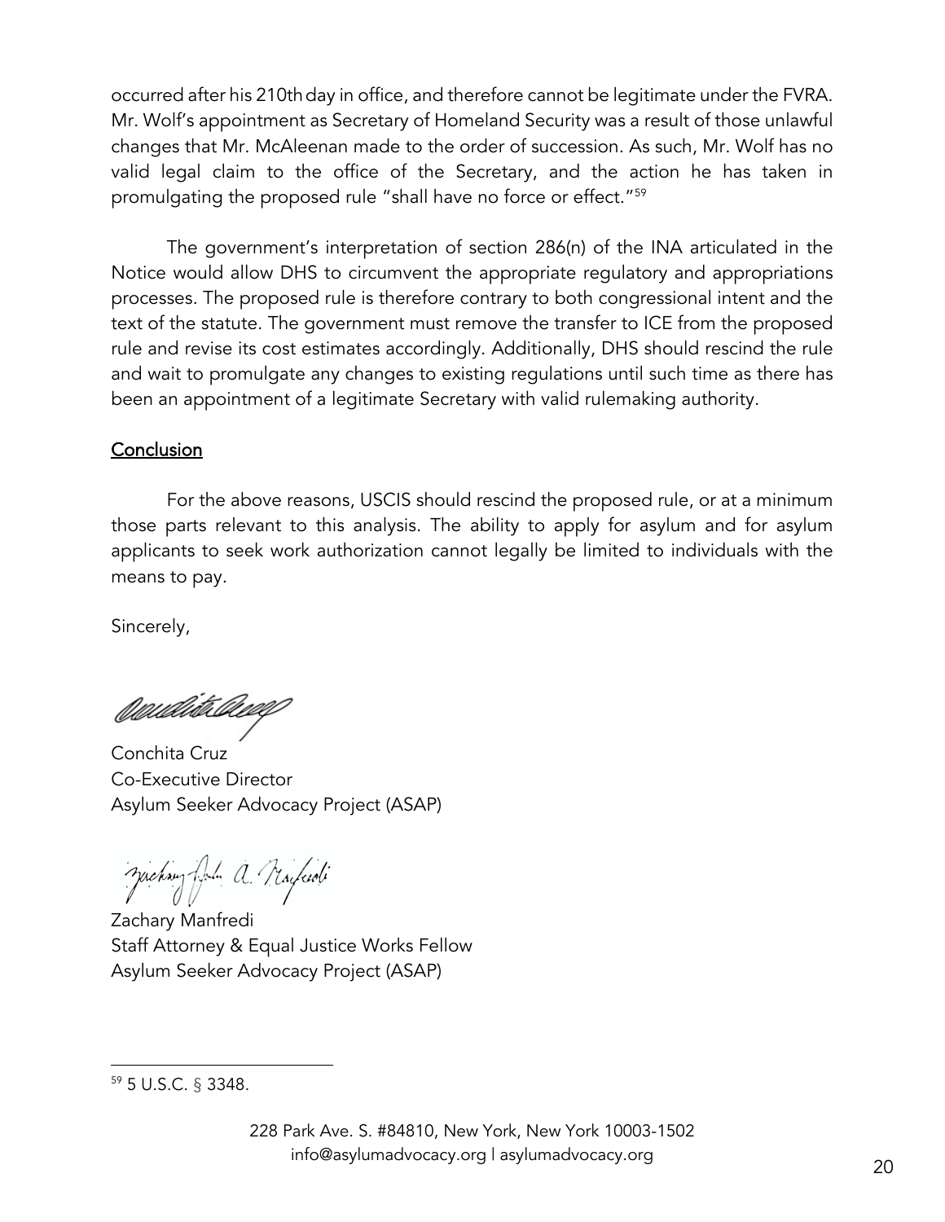occurred after his 210th day in office, and therefore cannot be legitimate under the FVRA. Mr. Wolf's appointment as Secretary of Homeland Security was a result of those unlawful changes that Mr. McAleenan made to the order of succession. As such, Mr. Wolf has no valid legal claim to the office of the Secretary, and the action he has taken in promulgating the proposed rule "shall have no force or effect."[59]

The government's interpretation of section 286(n) of the INA articulated in the Notice would allow DHS to circumvent the appropriate regulatory and appropriations processes. The proposed rule is therefore contrary to both congressional intent and the text of the statute. The government must remove the transfer to ICE from the proposed rule and revise its cost estimates accordingly. Additionally, DHS should rescind the rule and wait to promulgate any changes to existing regulations until such time as there has been an appointment of a legitimate Secretary with valid rulemaking authority.

## Conclusion

For the above reasons, USCIS should rescind the proposed rule, or at a minimum those parts relevant to this analysis. The ability to apply for asylum and for asylum applicants to seek work authorization cannot legally be limited to individuals with the means to pay.

Sincerely,

Conchita Cruz
Co-Executive Director
Asylum Seeker Advocacy Project (ASAP)

Zachary Manfredi
Staff Attorney & Equal Justice Works Fellow
Asylum Seeker Advocacy Project (ASAP)

---

[59] 5 U.S.C. § 3348.

228 Park Ave. S. #84810, New York, New York 10003-1502
info@asylumadvocacy.org | asylumadvocacy.org